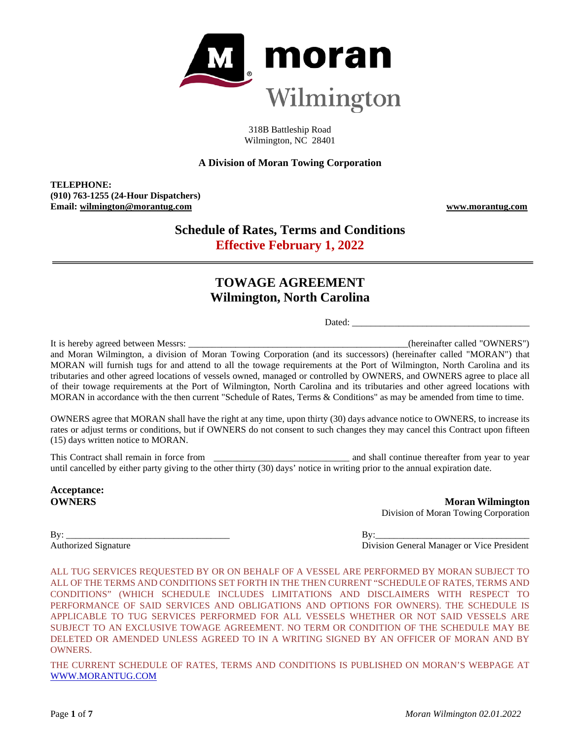# moran Wilmington

318B Battleship Road
Wilmington, NC 28401

**A Division of Moran Towing Corporation**

**TELEPHONE:**
**(910) 763-1255 (24-Hour Dispatchers)**
**Email: wilmington@morantug.com**

**www.morantug.com**

## Schedule of Rates, Terms and Conditions
## Effective February 1, 2022

---

# TOWAGE AGREEMENT
# Wilmington, North Carolina

Dated: ______________________________________

It is hereby agreed between Messrs: _______________________________________________(hereinafter called "OWNERS") and Moran Wilmington, a division of Moran Towing Corporation (and its successors) (hereinafter called "MORAN") that MORAN will furnish tugs for and attend to all the towage requirements at the Port of Wilmington, North Carolina and its tributaries and other agreed locations of vessels owned, managed or controlled by OWNERS, and OWNERS agree to place all of their towage requirements at the Port of Wilmington, North Carolina and its tributaries and other agreed locations with MORAN in accordance with the then current "Schedule of Rates, Terms & Conditions" as may be amended from time to time.

OWNERS agree that MORAN shall have the right at any time, upon thirty (30) days advance notice to OWNERS, to increase its rates or adjust terms or conditions, but if OWNERS do not consent to such changes they may cancel this Contract upon fifteen (15) days written notice to MORAN.

This Contract shall remain in force from _____________________________ and shall continue thereafter from year to year until cancelled by either party giving to the other thirty (30) days' notice in writing prior to the annual expiration date.

**Acceptance:**
**OWNERS**

By: ___________________________________
Authorized Signature

**Moran Wilmington**
Division of Moran Towing Corporation

By:_________________________________
Division General Manager or Vice President

ALL TUG SERVICES REQUESTED BY OR ON BEHALF OF A VESSEL ARE PERFORMED BY MORAN SUBJECT TO ALL OF THE TERMS AND CONDITIONS SET FORTH IN THE THEN CURRENT "SCHEDULE OF RATES, TERMS AND CONDITIONS" (WHICH SCHEDULE INCLUDES LIMITATIONS AND DISCLAIMERS WITH RESPECT TO PERFORMANCE OF SAID SERVICES AND OBLIGATIONS AND OPTIONS FOR OWNERS). THE SCHEDULE IS APPLICABLE TO TUG SERVICES PERFORMED FOR ALL VESSELS WHETHER OR NOT SAID VESSELS ARE SUBJECT TO AN EXCLUSIVE TOWAGE AGREEMENT. NO TERM OR CONDITION OF THE SCHEDULE MAY BE DELETED OR AMENDED UNLESS AGREED TO IN A WRITING SIGNED BY AN OFFICER OF MORAN AND BY OWNERS.

THE CURRENT SCHEDULE OF RATES, TERMS AND CONDITIONS IS PUBLISHED ON MORAN'S WEBPAGE AT WWW.MORANTUG.COM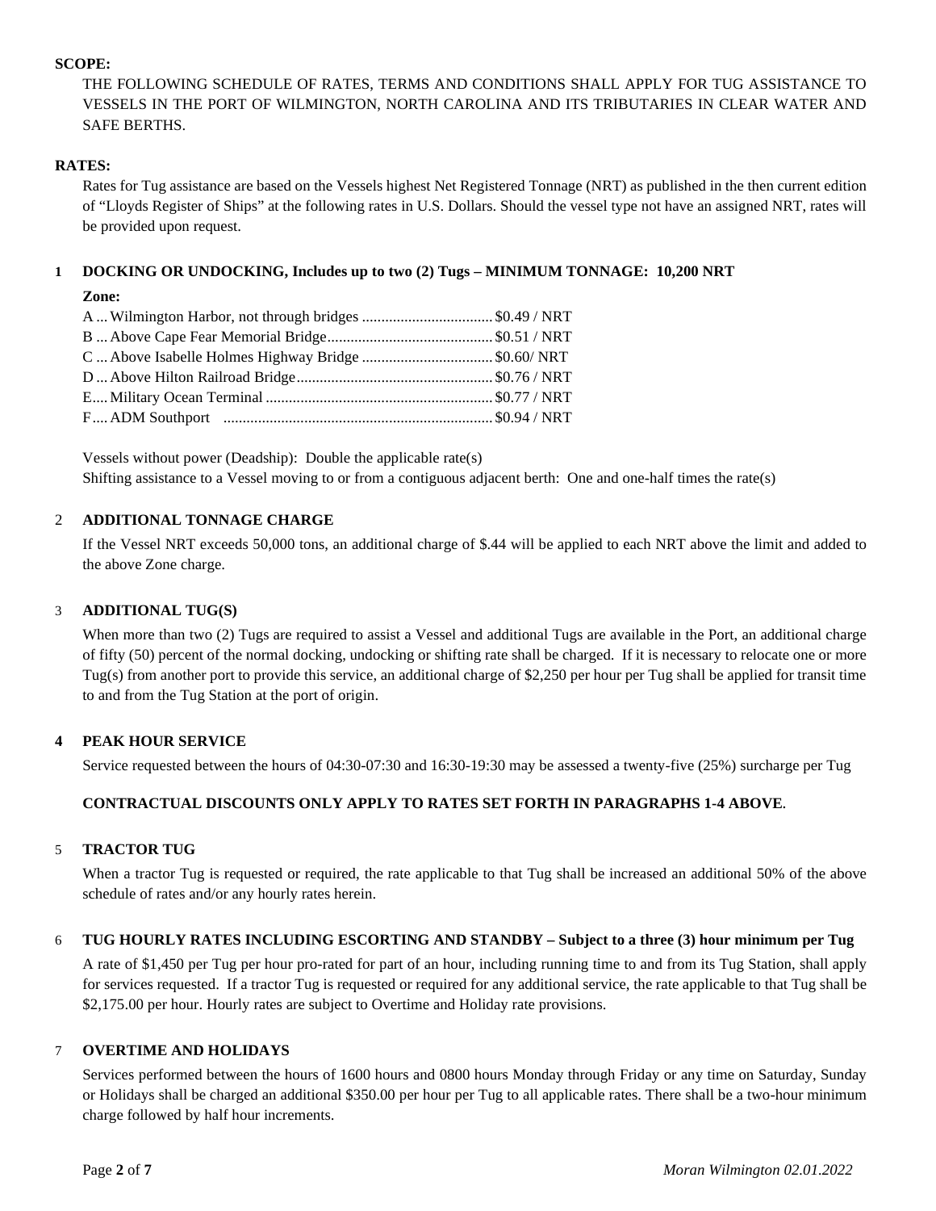**SCOPE:**

THE FOLLOWING SCHEDULE OF RATES, TERMS AND CONDITIONS SHALL APPLY FOR TUG ASSISTANCE TO VESSELS IN THE PORT OF WILMINGTON, NORTH CAROLINA AND ITS TRIBUTARIES IN CLEAR WATER AND SAFE BERTHS.

**RATES:**

Rates for Tug assistance are based on the Vessels highest Net Registered Tonnage (NRT) as published in the then current edition of "Lloyds Register of Ships" at the following rates in U.S. Dollars. Should the vessel type not have an assigned NRT, rates will be provided upon request.

**1 DOCKING OR UNDOCKING, Includes up to two (2) Tugs – MINIMUM TONNAGE: 10,200 NRT**

**Zone:**

| Zone | Description | Rate |
|---|---|---|
| A | Wilmington Harbor, not through bridges | $0.49 / NRT |
| B | Above Cape Fear Memorial Bridge | $0.51 / NRT |
| C | Above Isabelle Holmes Highway Bridge | $0.60/ NRT |
| D | Above Hilton Railroad Bridge | $0.76 / NRT |
| E | Military Ocean Terminal | $0.77 / NRT |
| F | ADM Southport | $0.94 / NRT |

Vessels without power (Deadship): Double the applicable rate(s)
Shifting assistance to a Vessel moving to or from a contiguous adjacent berth: One and one-half times the rate(s)

**2 ADDITIONAL TONNAGE CHARGE**

If the Vessel NRT exceeds 50,000 tons, an additional charge of $.44 will be applied to each NRT above the limit and added to the above Zone charge.

**3 ADDITIONAL TUG(S)**

When more than two (2) Tugs are required to assist a Vessel and additional Tugs are available in the Port, an additional charge of fifty (50) percent of the normal docking, undocking or shifting rate shall be charged. If it is necessary to relocate one or more Tug(s) from another port to provide this service, an additional charge of $2,250 per hour per Tug shall be applied for transit time to and from the Tug Station at the port of origin.

**4 PEAK HOUR SERVICE**

Service requested between the hours of 04:30-07:30 and 16:30-19:30 may be assessed a twenty-five (25%) surcharge per Tug

**CONTRACTUAL DISCOUNTS ONLY APPLY TO RATES SET FORTH IN PARAGRAPHS 1-4 ABOVE.**

**5 TRACTOR TUG**

When a tractor Tug is requested or required, the rate applicable to that Tug shall be increased an additional 50% of the above schedule of rates and/or any hourly rates herein.

**6 TUG HOURLY RATES INCLUDING ESCORTING AND STANDBY – Subject to a three (3) hour minimum per Tug**

A rate of $1,450 per Tug per hour pro-rated for part of an hour, including running time to and from its Tug Station, shall apply for services requested. If a tractor Tug is requested or required for any additional service, the rate applicable to that Tug shall be $2,175.00 per hour. Hourly rates are subject to Overtime and Holiday rate provisions.

**7 OVERTIME AND HOLIDAYS**

Services performed between the hours of 1600 hours and 0800 hours Monday through Friday or any time on Saturday, Sunday or Holidays shall be charged an additional $350.00 per hour per Tug to all applicable rates. There shall be a two-hour minimum charge followed by half hour increments.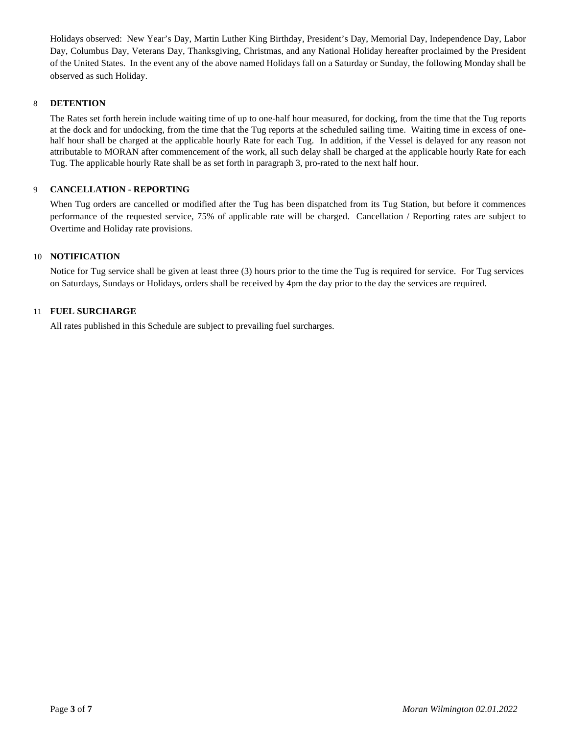Holidays observed: New Year's Day, Martin Luther King Birthday, President's Day, Memorial Day, Independence Day, Labor Day, Columbus Day, Veterans Day, Thanksgiving, Christmas, and any National Holiday hereafter proclaimed by the President of the United States. In the event any of the above named Holidays fall on a Saturday or Sunday, the following Monday shall be observed as such Holiday.

## 8 DETENTION

The Rates set forth herein include waiting time of up to one-half hour measured, for docking, from the time that the Tug reports at the dock and for undocking, from the time that the Tug reports at the scheduled sailing time. Waiting time in excess of one-half hour shall be charged at the applicable hourly Rate for each Tug. In addition, if the Vessel is delayed for any reason not attributable to MORAN after commencement of the work, all such delay shall be charged at the applicable hourly Rate for each Tug. The applicable hourly Rate shall be as set forth in paragraph 3, pro-rated to the next half hour.

## 9 CANCELLATION - REPORTING

When Tug orders are cancelled or modified after the Tug has been dispatched from its Tug Station, but before it commences performance of the requested service, 75% of applicable rate will be charged. Cancellation / Reporting rates are subject to Overtime and Holiday rate provisions.

## 10 NOTIFICATION

Notice for Tug service shall be given at least three (3) hours prior to the time the Tug is required for service. For Tug services on Saturdays, Sundays or Holidays, orders shall be received by 4pm the day prior to the day the services are required.

## 11 FUEL SURCHARGE

All rates published in this Schedule are subject to prevailing fuel surcharges.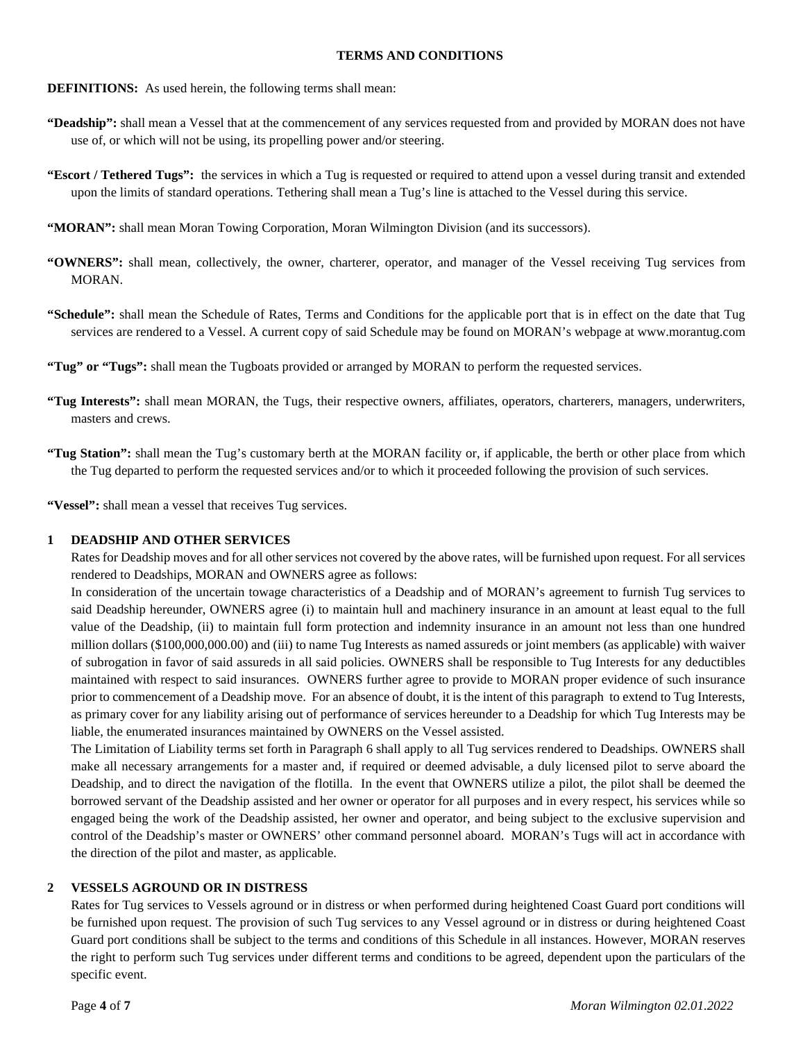**TERMS AND CONDITIONS**

**DEFINITIONS:** As used herein, the following terms shall mean:

**"Deadship":** shall mean a Vessel that at the commencement of any services requested from and provided by MORAN does not have use of, or which will not be using, its propelling power and/or steering.

**"Escort / Tethered Tugs":** the services in which a Tug is requested or required to attend upon a vessel during transit and extended upon the limits of standard operations. Tethering shall mean a Tug's line is attached to the Vessel during this service.

**"MORAN":** shall mean Moran Towing Corporation, Moran Wilmington Division (and its successors).

**"OWNERS":** shall mean, collectively, the owner, charterer, operator, and manager of the Vessel receiving Tug services from MORAN.

**"Schedule":** shall mean the Schedule of Rates, Terms and Conditions for the applicable port that is in effect on the date that Tug services are rendered to a Vessel. A current copy of said Schedule may be found on MORAN's webpage at www.morantug.com

**"Tug" or "Tugs":** shall mean the Tugboats provided or arranged by MORAN to perform the requested services.

**"Tug Interests":** shall mean MORAN, the Tugs, their respective owners, affiliates, operators, charterers, managers, underwriters, masters and crews.

**"Tug Station":** shall mean the Tug's customary berth at the MORAN facility or, if applicable, the berth or other place from which the Tug departed to perform the requested services and/or to which it proceeded following the provision of such services.

**"Vessel":** shall mean a vessel that receives Tug services.

## 1 DEADSHIP AND OTHER SERVICES

Rates for Deadship moves and for all other services not covered by the above rates, will be furnished upon request. For all services rendered to Deadships, MORAN and OWNERS agree as follows:

In consideration of the uncertain towage characteristics of a Deadship and of MORAN's agreement to furnish Tug services to said Deadship hereunder, OWNERS agree (i) to maintain hull and machinery insurance in an amount at least equal to the full value of the Deadship, (ii) to maintain full form protection and indemnity insurance in an amount not less than one hundred million dollars ($100,000,000.00) and (iii) to name Tug Interests as named assureds or joint members (as applicable) with waiver of subrogation in favor of said assureds in all said policies. OWNERS shall be responsible to Tug Interests for any deductibles maintained with respect to said insurances. OWNERS further agree to provide to MORAN proper evidence of such insurance prior to commencement of a Deadship move. For an absence of doubt, it is the intent of this paragraph to extend to Tug Interests, as primary cover for any liability arising out of performance of services hereunder to a Deadship for which Tug Interests may be liable, the enumerated insurances maintained by OWNERS on the Vessel assisted.

The Limitation of Liability terms set forth in Paragraph 6 shall apply to all Tug services rendered to Deadships. OWNERS shall make all necessary arrangements for a master and, if required or deemed advisable, a duly licensed pilot to serve aboard the Deadship, and to direct the navigation of the flotilla. In the event that OWNERS utilize a pilot, the pilot shall be deemed the borrowed servant of the Deadship assisted and her owner or operator for all purposes and in every respect, his services while so engaged being the work of the Deadship assisted, her owner and operator, and being subject to the exclusive supervision and control of the Deadship's master or OWNERS' other command personnel aboard. MORAN's Tugs will act in accordance with the direction of the pilot and master, as applicable.

## 2 VESSELS AGROUND OR IN DISTRESS

Rates for Tug services to Vessels aground or in distress or when performed during heightened Coast Guard port conditions will be furnished upon request. The provision of such Tug services to any Vessel aground or in distress or during heightened Coast Guard port conditions shall be subject to the terms and conditions of this Schedule in all instances. However, MORAN reserves the right to perform such Tug services under different terms and conditions to be agreed, dependent upon the particulars of the specific event.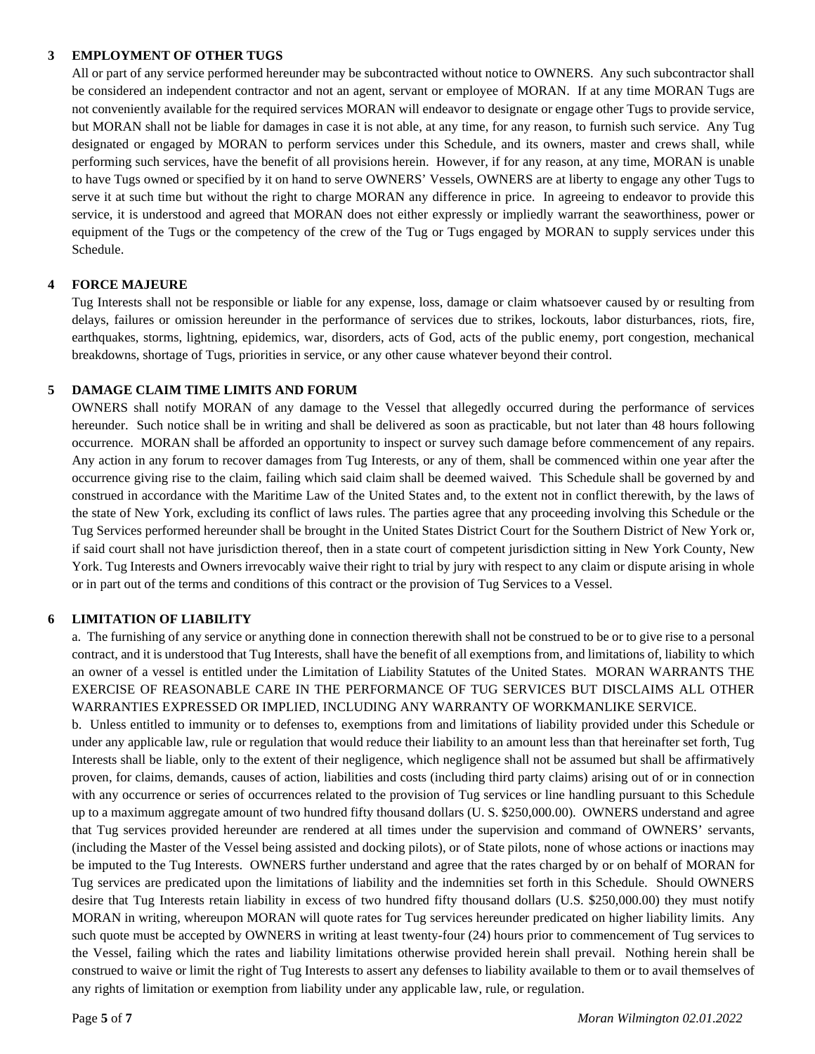## 3 EMPLOYMENT OF OTHER TUGS

All or part of any service performed hereunder may be subcontracted without notice to OWNERS. Any such subcontractor shall be considered an independent contractor and not an agent, servant or employee of MORAN. If at any time MORAN Tugs are not conveniently available for the required services MORAN will endeavor to designate or engage other Tugs to provide service, but MORAN shall not be liable for damages in case it is not able, at any time, for any reason, to furnish such service. Any Tug designated or engaged by MORAN to perform services under this Schedule, and its owners, master and crews shall, while performing such services, have the benefit of all provisions herein. However, if for any reason, at any time, MORAN is unable to have Tugs owned or specified by it on hand to serve OWNERS' Vessels, OWNERS are at liberty to engage any other Tugs to serve it at such time but without the right to charge MORAN any difference in price. In agreeing to endeavor to provide this service, it is understood and agreed that MORAN does not either expressly or impliedly warrant the seaworthiness, power or equipment of the Tugs or the competency of the crew of the Tug or Tugs engaged by MORAN to supply services under this Schedule.

## 4 FORCE MAJEURE

Tug Interests shall not be responsible or liable for any expense, loss, damage or claim whatsoever caused by or resulting from delays, failures or omission hereunder in the performance of services due to strikes, lockouts, labor disturbances, riots, fire, earthquakes, storms, lightning, epidemics, war, disorders, acts of God, acts of the public enemy, port congestion, mechanical breakdowns, shortage of Tugs, priorities in service, or any other cause whatever beyond their control.

## 5 DAMAGE CLAIM TIME LIMITS AND FORUM

OWNERS shall notify MORAN of any damage to the Vessel that allegedly occurred during the performance of services hereunder. Such notice shall be in writing and shall be delivered as soon as practicable, but not later than 48 hours following occurrence. MORAN shall be afforded an opportunity to inspect or survey such damage before commencement of any repairs. Any action in any forum to recover damages from Tug Interests, or any of them, shall be commenced within one year after the occurrence giving rise to the claim, failing which said claim shall be deemed waived. This Schedule shall be governed by and construed in accordance with the Maritime Law of the United States and, to the extent not in conflict therewith, by the laws of the state of New York, excluding its conflict of laws rules. The parties agree that any proceeding involving this Schedule or the Tug Services performed hereunder shall be brought in the United States District Court for the Southern District of New York or, if said court shall not have jurisdiction thereof, then in a state court of competent jurisdiction sitting in New York County, New York. Tug Interests and Owners irrevocably waive their right to trial by jury with respect to any claim or dispute arising in whole or in part out of the terms and conditions of this contract or the provision of Tug Services to a Vessel.

## 6 LIMITATION OF LIABILITY

a. The furnishing of any service or anything done in connection therewith shall not be construed to be or to give rise to a personal contract, and it is understood that Tug Interests, shall have the benefit of all exemptions from, and limitations of, liability to which an owner of a vessel is entitled under the Limitation of Liability Statutes of the United States. MORAN WARRANTS THE EXERCISE OF REASONABLE CARE IN THE PERFORMANCE OF TUG SERVICES BUT DISCLAIMS ALL OTHER WARRANTIES EXPRESSED OR IMPLIED, INCLUDING ANY WARRANTY OF WORKMANLIKE SERVICE.

b. Unless entitled to immunity or to defenses to, exemptions from and limitations of liability provided under this Schedule or under any applicable law, rule or regulation that would reduce their liability to an amount less than that hereinafter set forth, Tug Interests shall be liable, only to the extent of their negligence, which negligence shall not be assumed but shall be affirmatively proven, for claims, demands, causes of action, liabilities and costs (including third party claims) arising out of or in connection with any occurrence or series of occurrences related to the provision of Tug services or line handling pursuant to this Schedule up to a maximum aggregate amount of two hundred fifty thousand dollars (U. S. $250,000.00). OWNERS understand and agree that Tug services provided hereunder are rendered at all times under the supervision and command of OWNERS' servants, (including the Master of the Vessel being assisted and docking pilots), or of State pilots, none of whose actions or inactions may be imputed to the Tug Interests. OWNERS further understand and agree that the rates charged by or on behalf of MORAN for Tug services are predicated upon the limitations of liability and the indemnities set forth in this Schedule. Should OWNERS desire that Tug Interests retain liability in excess of two hundred fifty thousand dollars (U.S. $250,000.00) they must notify MORAN in writing, whereupon MORAN will quote rates for Tug services hereunder predicated on higher liability limits. Any such quote must be accepted by OWNERS in writing at least twenty-four (24) hours prior to commencement of Tug services to the Vessel, failing which the rates and liability limitations otherwise provided herein shall prevail. Nothing herein shall be construed to waive or limit the right of Tug Interests to assert any defenses to liability available to them or to avail themselves of any rights of limitation or exemption from liability under any applicable law, rule, or regulation.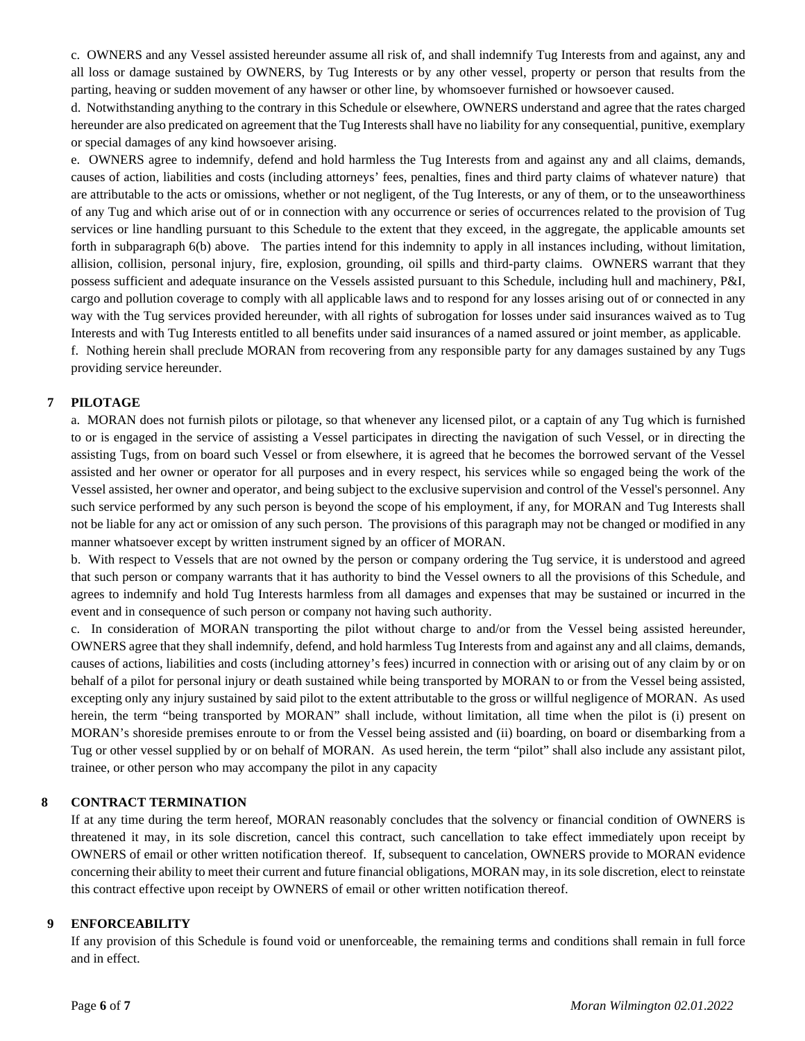c. OWNERS and any Vessel assisted hereunder assume all risk of, and shall indemnify Tug Interests from and against, any and all loss or damage sustained by OWNERS, by Tug Interests or by any other vessel, property or person that results from the parting, heaving or sudden movement of any hawser or other line, by whomsoever furnished or howsoever caused.

d. Notwithstanding anything to the contrary in this Schedule or elsewhere, OWNERS understand and agree that the rates charged hereunder are also predicated on agreement that the Tug Interests shall have no liability for any consequential, punitive, exemplary or special damages of any kind howsoever arising.

e. OWNERS agree to indemnify, defend and hold harmless the Tug Interests from and against any and all claims, demands, causes of action, liabilities and costs (including attorneys' fees, penalties, fines and third party claims of whatever nature) that are attributable to the acts or omissions, whether or not negligent, of the Tug Interests, or any of them, or to the unseaworthiness of any Tug and which arise out of or in connection with any occurrence or series of occurrences related to the provision of Tug services or line handling pursuant to this Schedule to the extent that they exceed, in the aggregate, the applicable amounts set forth in subparagraph 6(b) above. The parties intend for this indemnity to apply in all instances including, without limitation, allision, collision, personal injury, fire, explosion, grounding, oil spills and third-party claims. OWNERS warrant that they possess sufficient and adequate insurance on the Vessels assisted pursuant to this Schedule, including hull and machinery, P&I, cargo and pollution coverage to comply with all applicable laws and to respond for any losses arising out of or connected in any way with the Tug services provided hereunder, with all rights of subrogation for losses under said insurances waived as to Tug Interests and with Tug Interests entitled to all benefits under said insurances of a named assured or joint member, as applicable.

f. Nothing herein shall preclude MORAN from recovering from any responsible party for any damages sustained by any Tugs providing service hereunder.

## 7 PILOTAGE

a. MORAN does not furnish pilots or pilotage, so that whenever any licensed pilot, or a captain of any Tug which is furnished to or is engaged in the service of assisting a Vessel participates in directing the navigation of such Vessel, or in directing the assisting Tugs, from on board such Vessel or from elsewhere, it is agreed that he becomes the borrowed servant of the Vessel assisted and her owner or operator for all purposes and in every respect, his services while so engaged being the work of the Vessel assisted, her owner and operator, and being subject to the exclusive supervision and control of the Vessel's personnel. Any such service performed by any such person is beyond the scope of his employment, if any, for MORAN and Tug Interests shall not be liable for any act or omission of any such person. The provisions of this paragraph may not be changed or modified in any manner whatsoever except by written instrument signed by an officer of MORAN.

b. With respect to Vessels that are not owned by the person or company ordering the Tug service, it is understood and agreed that such person or company warrants that it has authority to bind the Vessel owners to all the provisions of this Schedule, and agrees to indemnify and hold Tug Interests harmless from all damages and expenses that may be sustained or incurred in the event and in consequence of such person or company not having such authority.

c. In consideration of MORAN transporting the pilot without charge to and/or from the Vessel being assisted hereunder, OWNERS agree that they shall indemnify, defend, and hold harmless Tug Interests from and against any and all claims, demands, causes of actions, liabilities and costs (including attorney's fees) incurred in connection with or arising out of any claim by or on behalf of a pilot for personal injury or death sustained while being transported by MORAN to or from the Vessel being assisted, excepting only any injury sustained by said pilot to the extent attributable to the gross or willful negligence of MORAN. As used herein, the term "being transported by MORAN" shall include, without limitation, all time when the pilot is (i) present on MORAN's shoreside premises enroute to or from the Vessel being assisted and (ii) boarding, on board or disembarking from a Tug or other vessel supplied by or on behalf of MORAN. As used herein, the term "pilot" shall also include any assistant pilot, trainee, or other person who may accompany the pilot in any capacity

## 8 CONTRACT TERMINATION

If at any time during the term hereof, MORAN reasonably concludes that the solvency or financial condition of OWNERS is threatened it may, in its sole discretion, cancel this contract, such cancellation to take effect immediately upon receipt by OWNERS of email or other written notification thereof. If, subsequent to cancelation, OWNERS provide to MORAN evidence concerning their ability to meet their current and future financial obligations, MORAN may, in its sole discretion, elect to reinstate this contract effective upon receipt by OWNERS of email or other written notification thereof.

## 9 ENFORCEABILITY

If any provision of this Schedule is found void or unenforceable, the remaining terms and conditions shall remain in full force and in effect.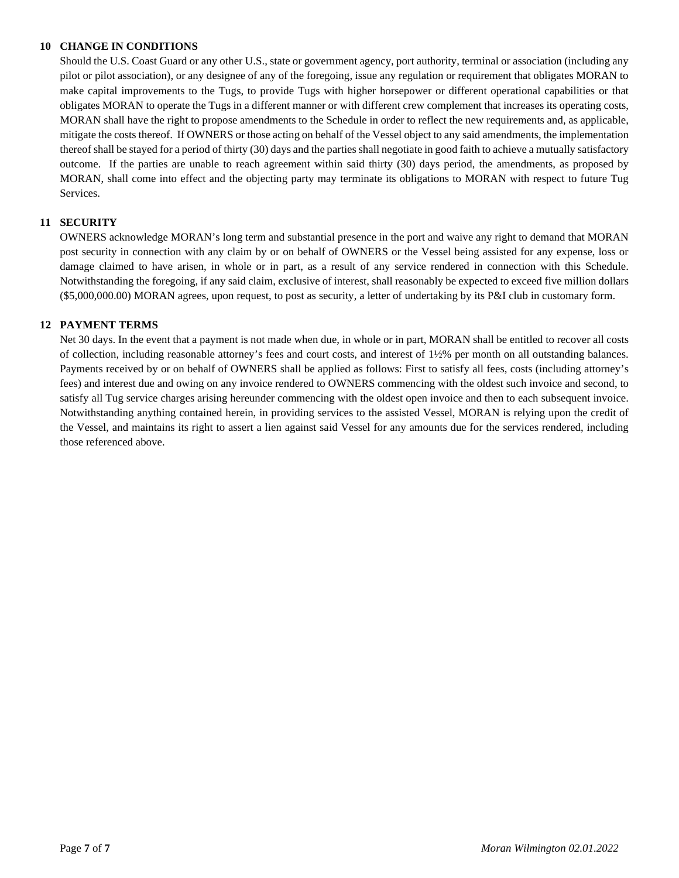**10 CHANGE IN CONDITIONS**

Should the U.S. Coast Guard or any other U.S., state or government agency, port authority, terminal or association (including any pilot or pilot association), or any designee of any of the foregoing, issue any regulation or requirement that obligates MORAN to make capital improvements to the Tugs, to provide Tugs with higher horsepower or different operational capabilities or that obligates MORAN to operate the Tugs in a different manner or with different crew complement that increases its operating costs, MORAN shall have the right to propose amendments to the Schedule in order to reflect the new requirements and, as applicable, mitigate the costs thereof. If OWNERS or those acting on behalf of the Vessel object to any said amendments, the implementation thereof shall be stayed for a period of thirty (30) days and the parties shall negotiate in good faith to achieve a mutually satisfactory outcome. If the parties are unable to reach agreement within said thirty (30) days period, the amendments, as proposed by MORAN, shall come into effect and the objecting party may terminate its obligations to MORAN with respect to future Tug Services.

**11 SECURITY**

OWNERS acknowledge MORAN's long term and substantial presence in the port and waive any right to demand that MORAN post security in connection with any claim by or on behalf of OWNERS or the Vessel being assisted for any expense, loss or damage claimed to have arisen, in whole or in part, as a result of any service rendered in connection with this Schedule. Notwithstanding the foregoing, if any said claim, exclusive of interest, shall reasonably be expected to exceed five million dollars ($5,000,000.00) MORAN agrees, upon request, to post as security, a letter of undertaking by its P&I club in customary form.

**12 PAYMENT TERMS**

Net 30 days. In the event that a payment is not made when due, in whole or in part, MORAN shall be entitled to recover all costs of collection, including reasonable attorney's fees and court costs, and interest of 1½% per month on all outstanding balances. Payments received by or on behalf of OWNERS shall be applied as follows: First to satisfy all fees, costs (including attorney's fees) and interest due and owing on any invoice rendered to OWNERS commencing with the oldest such invoice and second, to satisfy all Tug service charges arising hereunder commencing with the oldest open invoice and then to each subsequent invoice. Notwithstanding anything contained herein, in providing services to the assisted Vessel, MORAN is relying upon the credit of the Vessel, and maintains its right to assert a lien against said Vessel for any amounts due for the services rendered, including those referenced above.